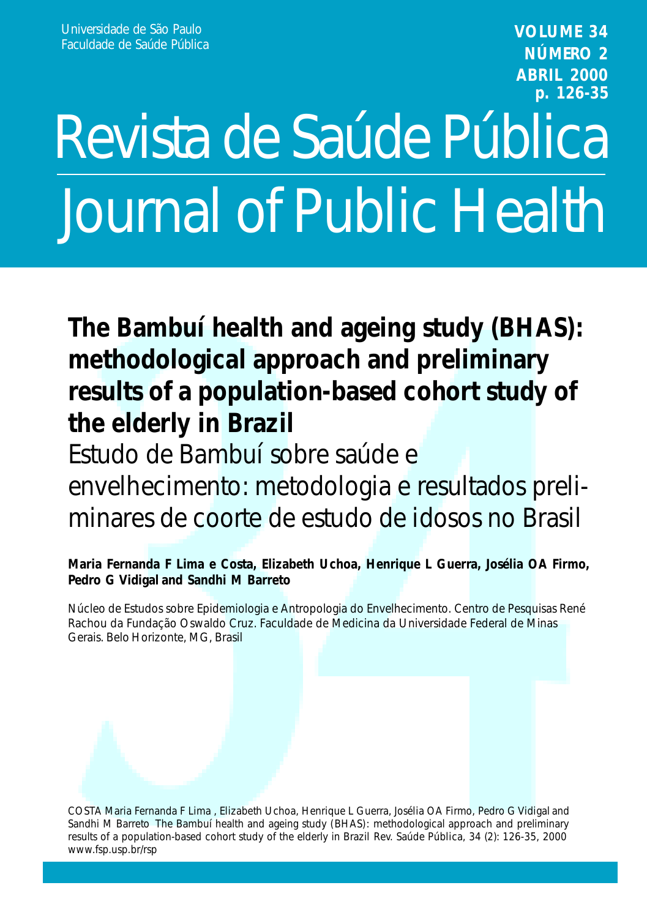Universidade de São Paulo
Faculdade de Saúde Pública

# Revista de Saúde Pública
# Journal of Public Health

## The Bambuí health and ageing study (BHAS): methodological approach and preliminary results of a population-based cohort study of the elderly in Brazil

## Estudo de Bambuí sobre saúde e envelhecimento: metodologia e resultados preliminares de coorte de estudo de idosos no Brasil

**Maria Fernanda F Lima e Costa, Elizabeth Uchoa, Henrique L Guerra, Josélia OA Firmo, Pedro G Vidigal and Sandhi M Barreto**

Núcleo de Estudos sobre Epidemiologia e Antropologia do Envelhecimento. Centro de Pesquisas René Rachou da Fundação Oswaldo Cruz. Faculdade de Medicina da Universidade Federal de Minas Gerais. Belo Horizonte, MG, Brasil

COSTA Maria Fernanda F Lima , Elizabeth Uchoa, Henrique L Guerra, Josélia OA Firmo, Pedro G Vidigal and Sandhi M Barreto The Bambuí health and ageing study (BHAS): methodological approach and preliminary results of a population-based cohort study of the elderly in Brazil Rev. Saúde Pública, 34 (2): 126-35, 2000
www.fsp.usp.br/rsp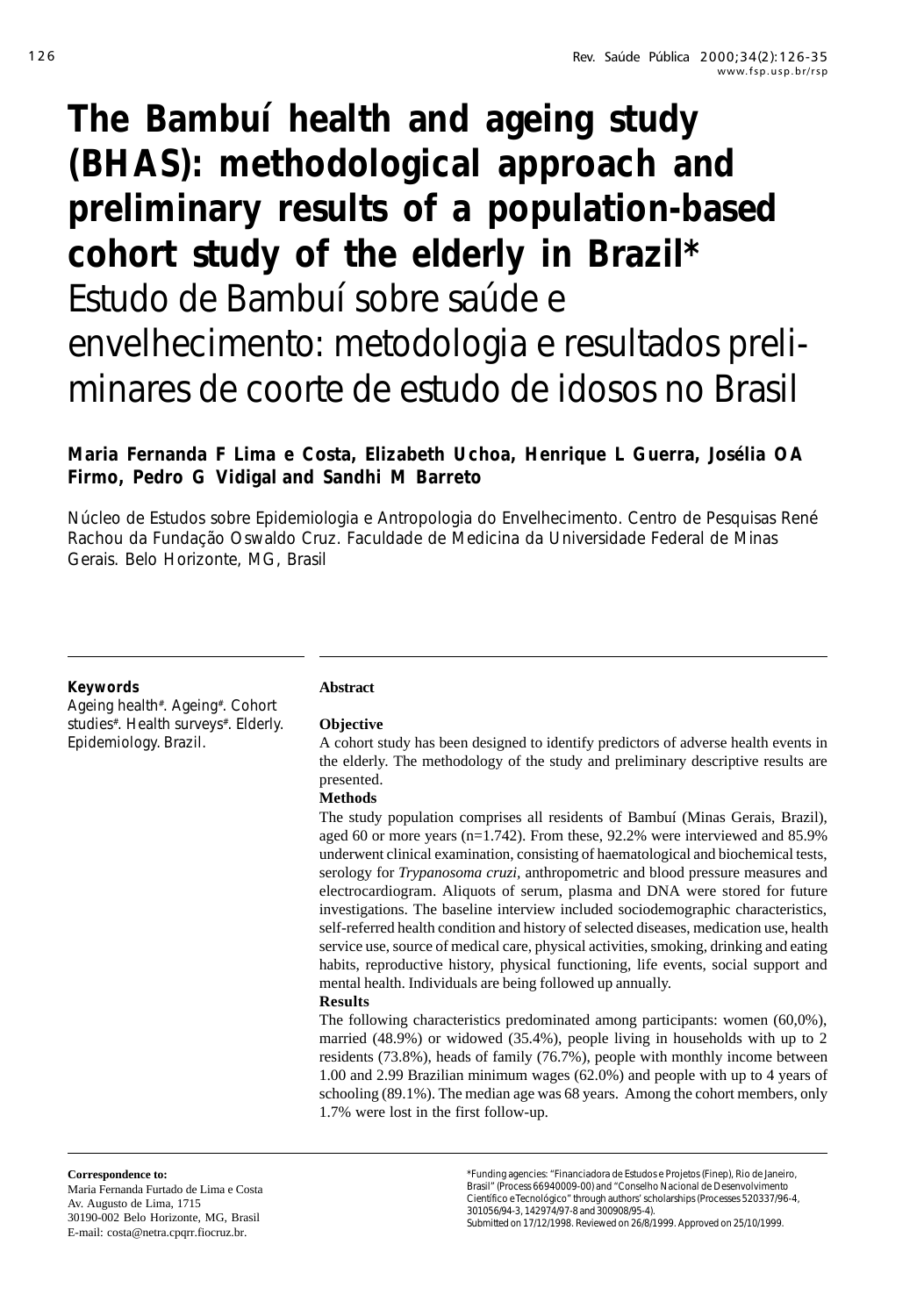# The Bambuí health and ageing study (BHAS): methodological approach and preliminary results of a population-based cohort study of the elderly in Brazil*

# Estudo de Bambuí sobre saúde e envelhecimento: metodologia e resultados preliminares de coorte de estudo de idosos no Brasil

**Maria Fernanda F Lima e Costa, Elizabeth Uchoa, Henrique L Guerra, Josélia OA Firmo, Pedro G Vidigal and Sandhi M Barreto**

Núcleo de Estudos sobre Epidemiologia e Antropologia do Envelhecimento. Centro de Pesquisas René Rachou da Fundação Oswaldo Cruz. Faculdade de Medicina da Universidade Federal de Minas Gerais. Belo Horizonte, MG, Brasil

**Keywords**

Ageing health#. Ageing#. Cohort studies#. Health surveys#. Elderly. Epidemiology. Brazil.

**Abstract**

**Objective**

A cohort study has been designed to identify predictors of adverse health events in the elderly. The methodology of the study and preliminary descriptive results are presented.

**Methods**

The study population comprises all residents of Bambuí (Minas Gerais, Brazil), aged 60 or more years (n=1.742). From these, 92.2% were interviewed and 85.9% underwent clinical examination, consisting of haematological and biochemical tests, serology for *Trypanosoma cruzi*, anthropometric and blood pressure measures and electrocardiogram. Aliquots of serum, plasma and DNA were stored for future investigations. The baseline interview included sociodemographic characteristics, self-referred health condition and history of selected diseases, medication use, health service use, source of medical care, physical activities, smoking, drinking and eating habits, reproductive history, physical functioning, life events, social support and mental health. Individuals are being followed up annually.

**Results**

The following characteristics predominated among participants: women (60,0%), married (48.9%) or widowed (35.4%), people living in households with up to 2 residents (73.8%), heads of family (76.7%), people with monthly income between 1.00 and 2.99 Brazilian minimum wages (62.0%) and people with up to 4 years of schooling (89.1%). The median age was 68 years. Among the cohort members, only 1.7% were lost in the first follow-up.

**Correspondence to:**
Maria Fernanda Furtado de Lima e Costa
Av. Augusto de Lima, 1715
30190-002 Belo Horizonte, MG, Brasil
E-mail: costa@netra.cpqrr.fiocruz.br.

*Funding agencies: "Financiadora de Estudos e Projetos (Finep), Rio de Janeiro, Brasil" (Process 66940009-00) and "Conselho Nacional de Desenvolvimento Científico e Tecnológico" through authors' scholarships (Processes 520337/96-4, 301056/94-3, 142974/97-8 and 300908/95-4).
Submitted on 17/12/1998. Reviewed on 26/8/1999. Approved on 25/10/1999.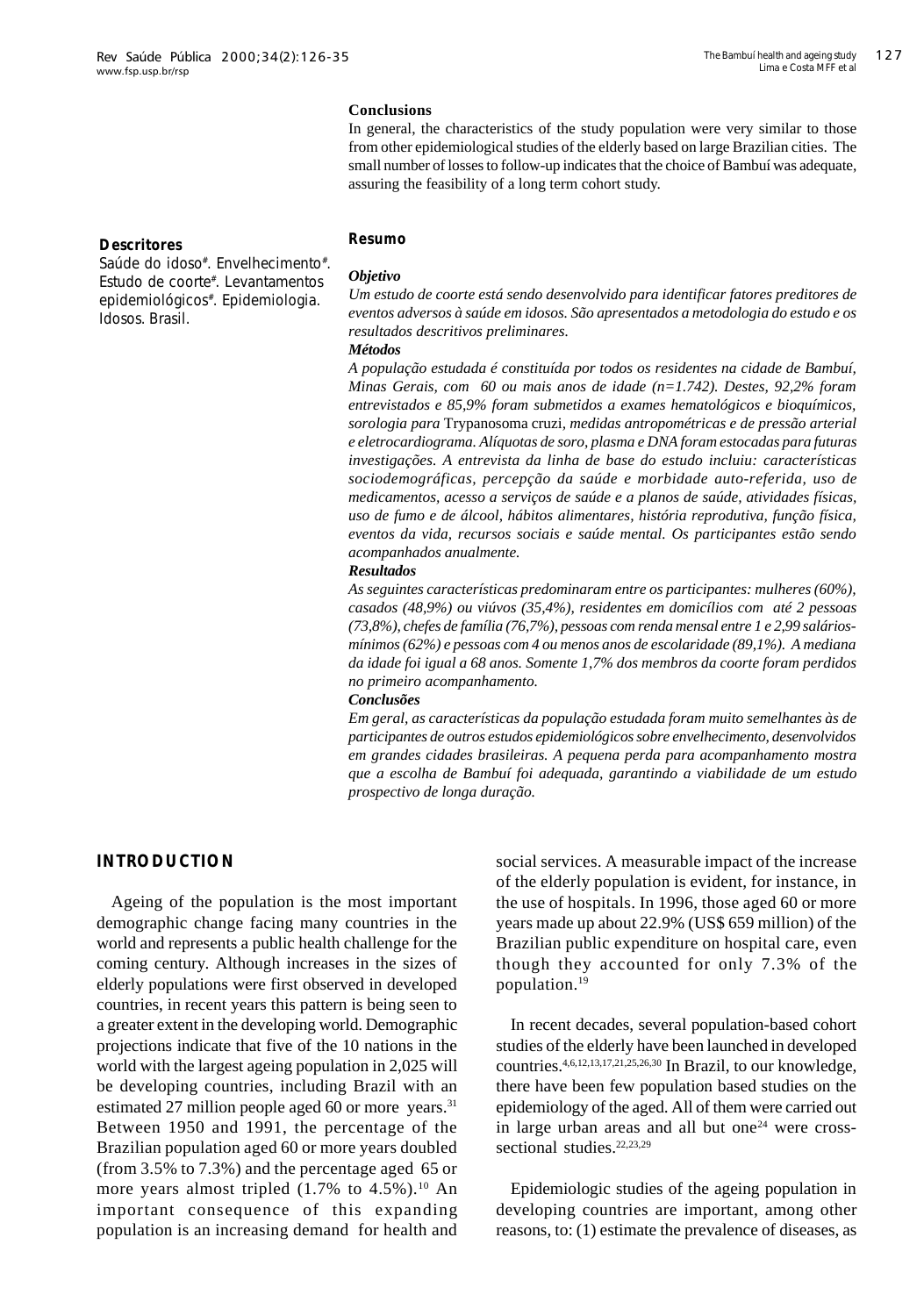### Conclusions

In general, the characteristics of the study population were very similar to those from other epidemiological studies of the elderly based on large Brazilian cities. The small number of losses to follow-up indicates that the choice of Bambuí was adequate, assuring the feasibility of a long term cohort study.

**Descritores**

Saúde do idoso#. Envelhecimento#. Estudo de coorte#. Levantamentos epidemiológicos#. Epidemiologia. Idosos. Brasil.

### Resumo

***Objetivo***

*Um estudo de coorte está sendo desenvolvido para identificar fatores preditores de eventos adversos à saúde em idosos. São apresentados a metodologia do estudo e os resultados descritivos preliminares.*

***Métodos***

*A população estudada é constituída por todos os residentes na cidade de Bambuí, Minas Gerais, com 60 ou mais anos de idade (n=1.742). Destes, 92,2% foram entrevistados e 85,9% foram submetidos a exames hematológicos e bioquímicos, sorologia para* Trypanosoma cruzi, *medidas antropométricas e de pressão arterial e eletrocardiograma. Alíquotas de soro, plasma e DNA foram estocadas para futuras investigações. A entrevista da linha de base do estudo incluiu: características sociodemográficas, percepção da saúde e morbidade auto-referida, uso de medicamentos, acesso a serviços de saúde e a planos de saúde, atividades físicas, uso de fumo e de álcool, hábitos alimentares, história reprodutiva, função física, eventos da vida, recursos sociais e saúde mental. Os participantes estão sendo acompanhados anualmente.*

***Resultados***

*As seguintes características predominaram entre os participantes: mulheres (60%), casados (48,9%) ou viúvos (35,4%), residentes em domicílios com até 2 pessoas (73,8%), chefes de família (76,7%), pessoas com renda mensal entre 1 e 2,99 salários-mínimos (62%) e pessoas com 4 ou menos anos de escolaridade (89,1%). A mediana da idade foi igual a 68 anos. Somente 1,7% dos membros da coorte foram perdidos no primeiro acompanhamento.*

***Conclusões***

*Em geral, as características da população estudada foram muito semelhantes às de participantes de outros estudos epidemiológicos sobre envelhecimento, desenvolvidos em grandes cidades brasileiras. A pequena perda para acompanhamento mostra que a escolha de Bambuí foi adequada, garantindo a viabilidade de um estudo prospectivo de longa duração.*

## INTRODUCTION

Ageing of the population is the most important demographic change facing many countries in the world and represents a public health challenge for the coming century. Although increases in the sizes of elderly populations were first observed in developed countries, in recent years this pattern is being seen to a greater extent in the developing world. Demographic projections indicate that five of the 10 nations in the world with the largest ageing population in 2,025 will be developing countries, including Brazil with an estimated 27 million people aged 60 or more years.[31] Between 1950 and 1991, the percentage of the Brazilian population aged 60 or more years doubled (from 3.5% to 7.3%) and the percentage aged 65 or more years almost tripled (1.7% to 4.5%).[10] An important consequence of this expanding population is an increasing demand for health and social services. A measurable impact of the increase of the elderly population is evident, for instance, in the use of hospitals. In 1996, those aged 60 or more years made up about 22.9% (US$ 659 million) of the Brazilian public expenditure on hospital care, even though they accounted for only 7.3% of the population.[19]

In recent decades, several population-based cohort studies of the elderly have been launched in developed countries.[4,6,12,13,17,21,25,26,30] In Brazil, to our knowledge, there have been few population based studies on the epidemiology of the aged. All of them were carried out in large urban areas and all but one[24] were cross-sectional studies.[22,23,29]

Epidemiologic studies of the ageing population in developing countries are important, among other reasons, to: (1) estimate the prevalence of diseases, as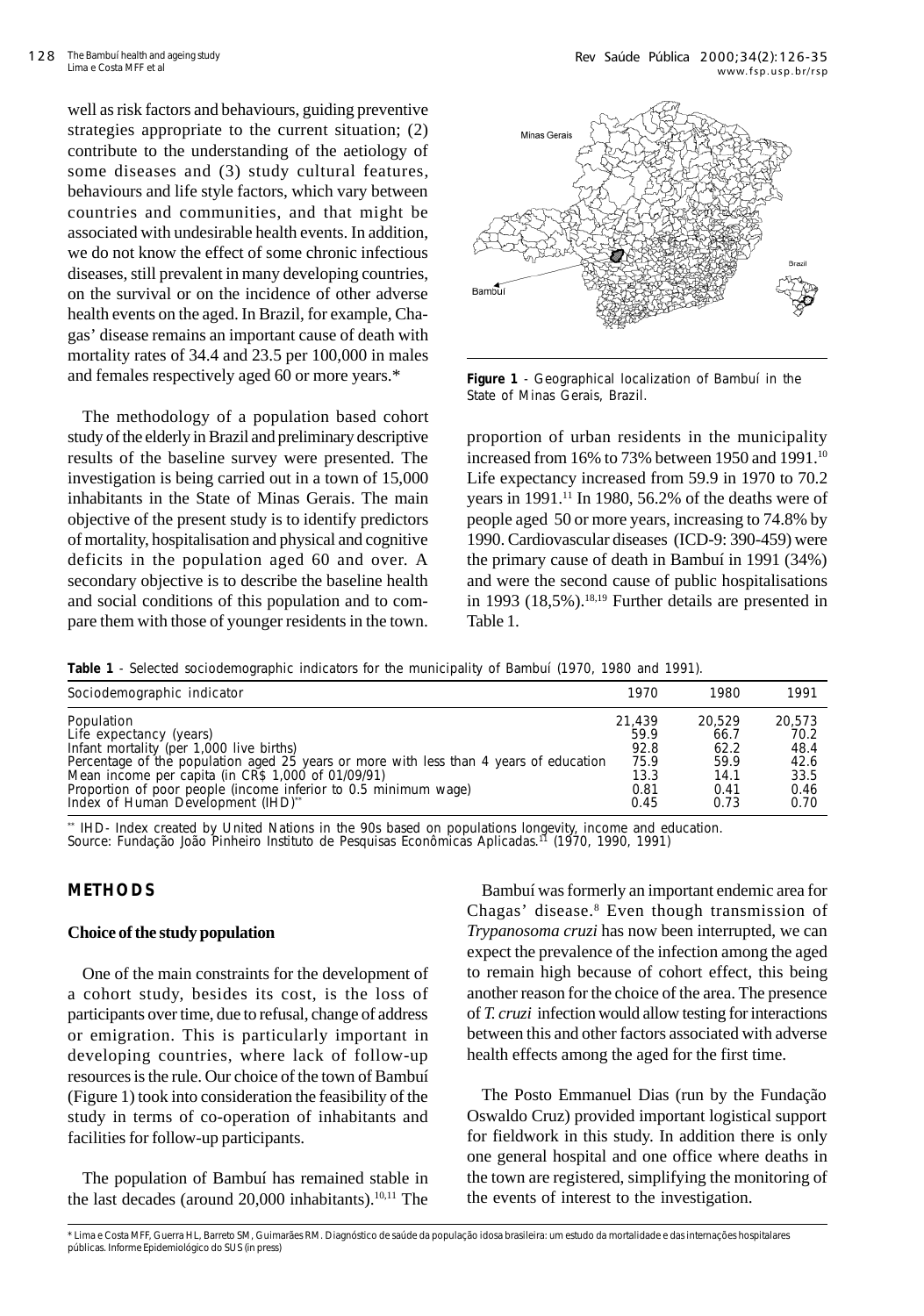well as risk factors and behaviours, guiding preventive strategies appropriate to the current situation; (2) contribute to the understanding of the aetiology of some diseases and (3) study cultural features, behaviours and life style factors, which vary between countries and communities, and that might be associated with undesirable health events. In addition, we do not know the effect of some chronic infectious diseases, still prevalent in many developing countries, on the survival or on the incidence of other adverse health events on the aged. In Brazil, for example, Chagas' disease remains an important cause of death with mortality rates of 34.4 and 23.5 per 100,000 in males and females respectively aged 60 or more years.*

The methodology of a population based cohort study of the elderly in Brazil and preliminary descriptive results of the baseline survey were presented. The investigation is being carried out in a town of 15,000 inhabitants in the State of Minas Gerais. The main objective of the present study is to identify predictors of mortality, hospitalisation and physical and cognitive deficits in the population aged 60 and over. A secondary objective is to describe the baseline health and social conditions of this population and to compare them with those of younger residents in the town.

Minas Gerais

Brazil

Bambuí

**Figure 1** - Geographical localization of Bambuí in the State of Minas Gerais, Brazil.

proportion of urban residents in the municipality increased from 16% to 73% between 1950 and 1991.[10] Life expectancy increased from 59.9 in 1970 to 70.2 years in 1991.[11] In 1980, 56.2% of the deaths were of people aged 50 or more years, increasing to 74.8% by 1990. Cardiovascular diseases (ICD-9: 390-459) were the primary cause of death in Bambuí in 1991 (34%) and were the second cause of public hospitalisations in 1993 (18,5%).[18,19] Further details are presented in Table 1.

**Table 1** - Selected sociodemographic indicators for the municipality of Bambuí (1970, 1980 and 1991).

| Sociodemographic indicator | 1970 | 1980 | 1991 |
|---|---|---|---|
| Population | 21,439 | 20,529 | 20,573 |
| Life expectancy (years) | 59.9 | 66.7 | 70.2 |
| Infant mortality (per 1,000 live births) | 92.8 | 62.2 | 48.4 |
| Percentage of the population aged 25 years or more with less than 4 years of education | 75.9 | 59.9 | 42.6 |
| Mean income per capita (in CR$ 1,000 of 01/09/91) | 13.3 | 14.1 | 33.5 |
| Proportion of poor people (income inferior to 0.5 minimum wage) | 0.81 | 0.41 | 0.46 |
| Index of Human Development (IHD)** | 0.45 | 0.73 | 0.70 |

** IHD- Index created by United Nations in the 90s based on populations longevity, income and education.
Source: Fundação João Pinheiro Instituto de Pesquisas Econômicas Aplicadas.[11] (1970, 1990, 1991)

## METHODS

### Choice of the study population

One of the main constraints for the development of a cohort study, besides its cost, is the loss of participants over time, due to refusal, change of address or emigration. This is particularly important in developing countries, where lack of follow-up resources is the rule. Our choice of the town of Bambuí (Figure 1) took into consideration the feasibility of the study in terms of co-operation of inhabitants and facilities for follow-up participants.

The population of Bambuí has remained stable in the last decades (around 20,000 inhabitants).[10,11] The

Bambuí was formerly an important endemic area for Chagas' disease.[8] Even though transmission of *Trypanosoma cruzi* has now been interrupted, we can expect the prevalence of the infection among the aged to remain high because of cohort effect, this being another reason for the choice of the area. The presence of *T. cruzi* infection would allow testing for interactions between this and other factors associated with adverse health effects among the aged for the first time.

The Posto Emmanuel Dias (run by the Fundação Oswaldo Cruz) provided important logistical support for fieldwork in this study. In addition there is only one general hospital and one office where deaths in the town are registered, simplifying the monitoring of the events of interest to the investigation.

* Lima e Costa MFF, Guerra HL, Barreto SM, Guimarães RM. Diagnóstico de saúde da população idosa brasileira: um estudo da mortalidade e das internações hospitalares públicas. Informe Epidemiológico do SUS (in press)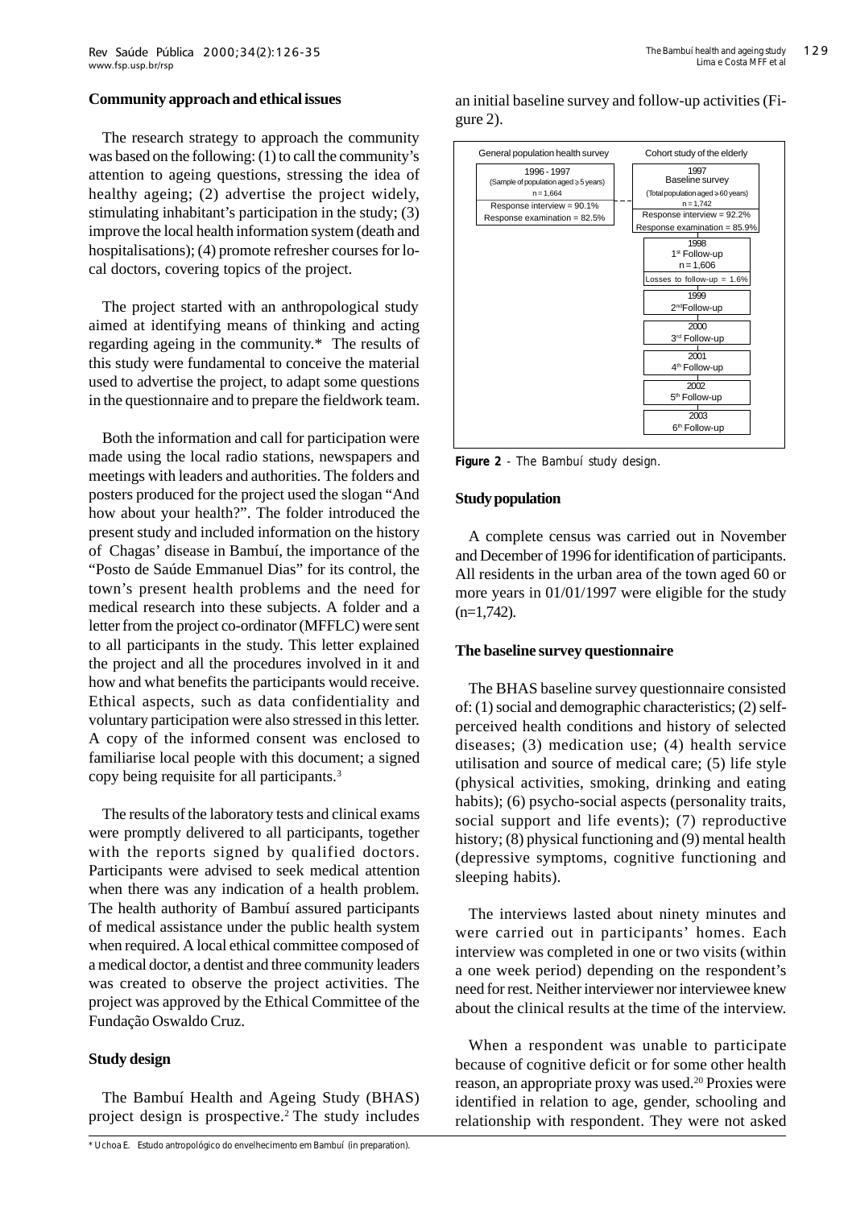### Community approach and ethical issues

The research strategy to approach the community was based on the following: (1) to call the community's attention to ageing questions, stressing the idea of healthy ageing; (2) advertise the project widely, stimulating inhabitant's participation in the study; (3) improve the local health information system (death and hospitalisations); (4) promote refresher courses for local doctors, covering topics of the project.

The project started with an anthropological study aimed at identifying means of thinking and acting regarding ageing in the community.* The results of this study were fundamental to conceive the material used to advertise the project, to adapt some questions in the questionnaire and to prepare the fieldwork team.

Both the information and call for participation were made using the local radio stations, newspapers and meetings with leaders and authorities. The folders and posters produced for the project used the slogan "And how about your health?". The folder introduced the present study and included information on the history of Chagas' disease in Bambuí, the importance of the "Posto de Saúde Emmanuel Dias" for its control, the town's present health problems and the need for medical research into these subjects. A folder and a letter from the project co-ordinator (MFFLC) were sent to all participants in the study. This letter explained the project and all the procedures involved in it and how and what benefits the participants would receive. Ethical aspects, such as data confidentiality and voluntary participation were also stressed in this letter. A copy of the informed consent was enclosed to familiarise local people with this document; a signed copy being requisite for all participants.[3]

The results of the laboratory tests and clinical exams were promptly delivered to all participants, together with the reports signed by qualified doctors. Participants were advised to seek medical attention when there was any indication of a health problem. The health authority of Bambuí assured participants of medical assistance under the public health system when required. A local ethical committee composed of a medical doctor, a dentist and three community leaders was created to observe the project activities. The project was approved by the Ethical Committee of the Fundação Oswaldo Cruz.

### Study design

The Bambuí Health and Ageing Study (BHAS) project design is prospective.[2] The study includes an initial baseline survey and follow-up activities (Figure 2).

General population health survey

1996 - 1997
(Sample of population aged ≥ 5 years)
n = 1,664
Response interview = 90.1%
Response examination = 82.5%

Cohort study of the elderly

1997
Baseline survey
(Total population aged ≥ 60 years)
n = 1,742
Response interview = 92.2%
Response examination = 85.9%

1998
1st Follow-up
n = 1,606
Losses to follow-up = 1.6%

1999
2nd Follow-up

2000
3rd Follow-up

2001
4th Follow-up

2002
5th Follow-up

2003
6th Follow-up

**Figure 2** - The Bambuí study design.

### Study population

A complete census was carried out in November and December of 1996 for identification of participants. All residents in the urban area of the town aged 60 or more years in 01/01/1997 were eligible for the study (n=1,742).

### The baseline survey questionnaire

The BHAS baseline survey questionnaire consisted of: (1) social and demographic characteristics; (2) self-perceived health conditions and history of selected diseases; (3) medication use; (4) health service utilisation and source of medical care; (5) life style (physical activities, smoking, drinking and eating habits); (6) psycho-social aspects (personality traits, social support and life events); (7) reproductive history; (8) physical functioning and (9) mental health (depressive symptoms, cognitive functioning and sleeping habits).

The interviews lasted about ninety minutes and were carried out in participants' homes. Each interview was completed in one or two visits (within a one week period) depending on the respondent's need for rest. Neither interviewer nor interviewee knew about the clinical results at the time of the interview.

When a respondent was unable to participate because of cognitive deficit or for some other health reason, an appropriate proxy was used.[20] Proxies were identified in relation to age, gender, schooling and relationship with respondent. They were not asked

\* Uchoa E. Estudo antropológico do envelhecimento em Bambuí (in preparation).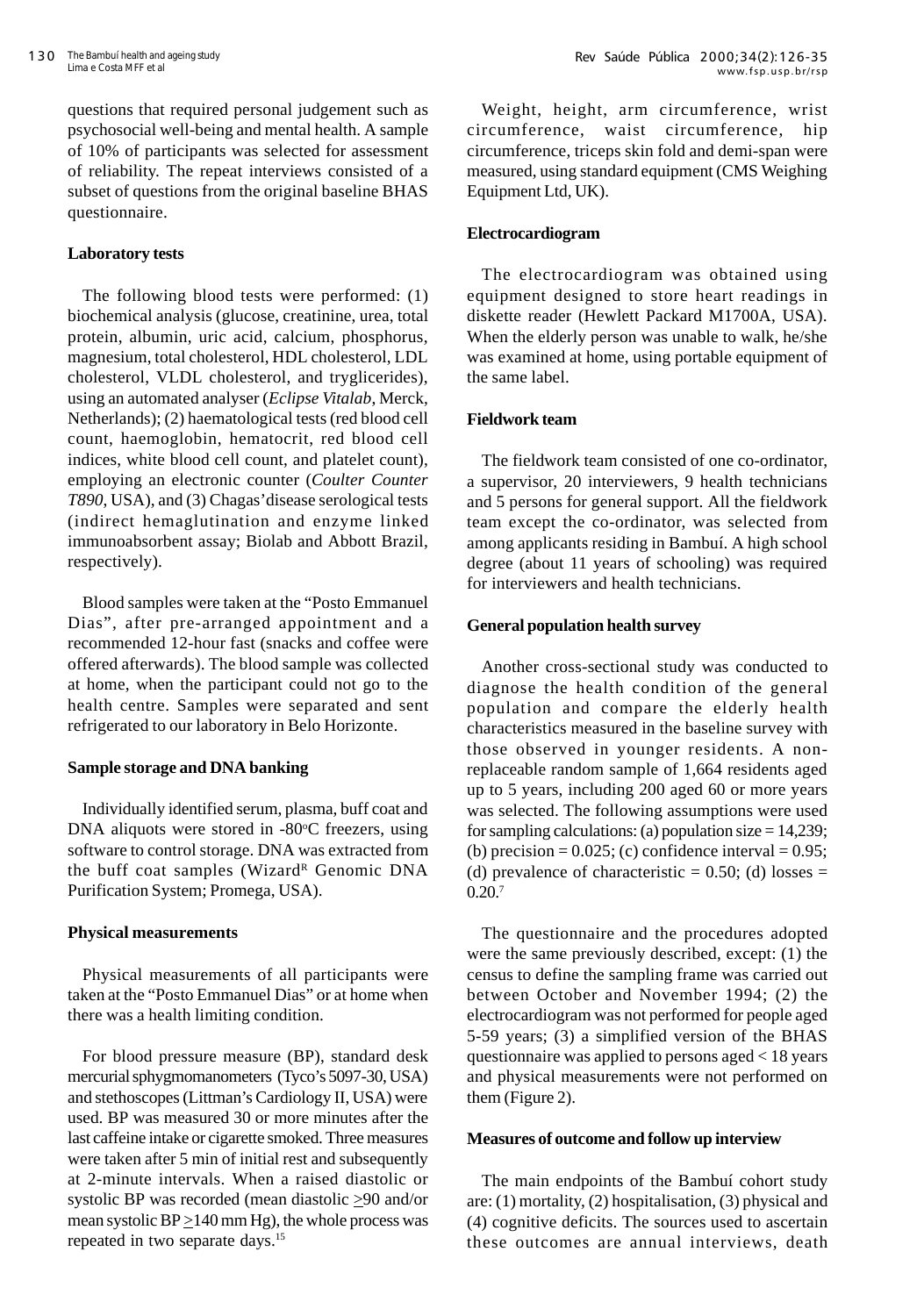questions that required personal judgement such as psychosocial well-being and mental health. A sample of 10% of participants was selected for assessment of reliability. The repeat interviews consisted of a subset of questions from the original baseline BHAS questionnaire.

## Laboratory tests

The following blood tests were performed: (1) biochemical analysis (glucose, creatinine, urea, total protein, albumin, uric acid, calcium, phosphorus, magnesium, total cholesterol, HDL cholesterol, LDL cholesterol, VLDL cholesterol, and tryglicerides), using an automated analyser (*Eclipse Vitalab*, Merck, Netherlands); (2) haematological tests (red blood cell count, haemoglobin, hematocrit, red blood cell indices, white blood cell count, and platelet count), employing an electronic counter (*Coulter Counter T890*, USA), and (3) Chagas' disease serological tests (indirect hemaglutination and enzyme linked immunoabsorbent assay; Biolab and Abbott Brazil, respectively).

Blood samples were taken at the "Posto Emmanuel Dias", after pre-arranged appointment and a recommended 12-hour fast (snacks and coffee were offered afterwards). The blood sample was collected at home, when the participant could not go to the health centre. Samples were separated and sent refrigerated to our laboratory in Belo Horizonte.

## Sample storage and DNA banking

Individually identified serum, plasma, buff coat and DNA aliquots were stored in -80°C freezers, using software to control storage. DNA was extracted from the buff coat samples (Wizard[R] Genomic DNA Purification System; Promega, USA).

## Physical measurements

Physical measurements of all participants were taken at the "Posto Emmanuel Dias" or at home when there was a health limiting condition.

For blood pressure measure (BP), standard desk mercurial sphygmomanometers (Tyco's 5097-30, USA) and stethoscopes (Littman's Cardiology II, USA) were used. BP was measured 30 or more minutes after the last caffeine intake or cigarette smoked. Three measures were taken after 5 min of initial rest and subsequently at 2-minute intervals. When a raised diastolic or systolic BP was recorded (mean diastolic $\geq$90 and/or mean systolic BP $\geq$140 mm Hg), the whole process was repeated in two separate days.[15]

Weight, height, arm circumference, wrist circumference, waist circumference, hip circumference, triceps skin fold and demi-span were measured, using standard equipment (CMS Weighing Equipment Ltd, UK).

## Electrocardiogram

The electrocardiogram was obtained using equipment designed to store heart readings in diskette reader (Hewlett Packard M1700A, USA). When the elderly person was unable to walk, he/she was examined at home, using portable equipment of the same label.

## Fieldwork team

The fieldwork team consisted of one co-ordinator, a supervisor, 20 interviewers, 9 health technicians and 5 persons for general support. All the fieldwork team except the co-ordinator, was selected from among applicants residing in Bambuí. A high school degree (about 11 years of schooling) was required for interviewers and health technicians.

## General population health survey

Another cross-sectional study was conducted to diagnose the health condition of the general population and compare the elderly health characteristics measured in the baseline survey with those observed in younger residents. A non-replaceable random sample of 1,664 residents aged up to 5 years, including 200 aged 60 or more years was selected. The following assumptions were used for sampling calculations: (a) population size = 14,239; (b) precision = 0.025; (c) confidence interval = 0.95; (d) prevalence of characteristic = 0.50; (d) losses = 0.20.[7]

The questionnaire and the procedures adopted were the same previously described, except: (1) the census to define the sampling frame was carried out between October and November 1994; (2) the electrocardiogram was not performed for people aged 5-59 years; (3) a simplified version of the BHAS questionnaire was applied to persons aged < 18 years and physical measurements were not performed on them (Figure 2).

## Measures of outcome and follow up interview

The main endpoints of the Bambuí cohort study are: (1) mortality, (2) hospitalisation, (3) physical and (4) cognitive deficits. The sources used to ascertain these outcomes are annual interviews, death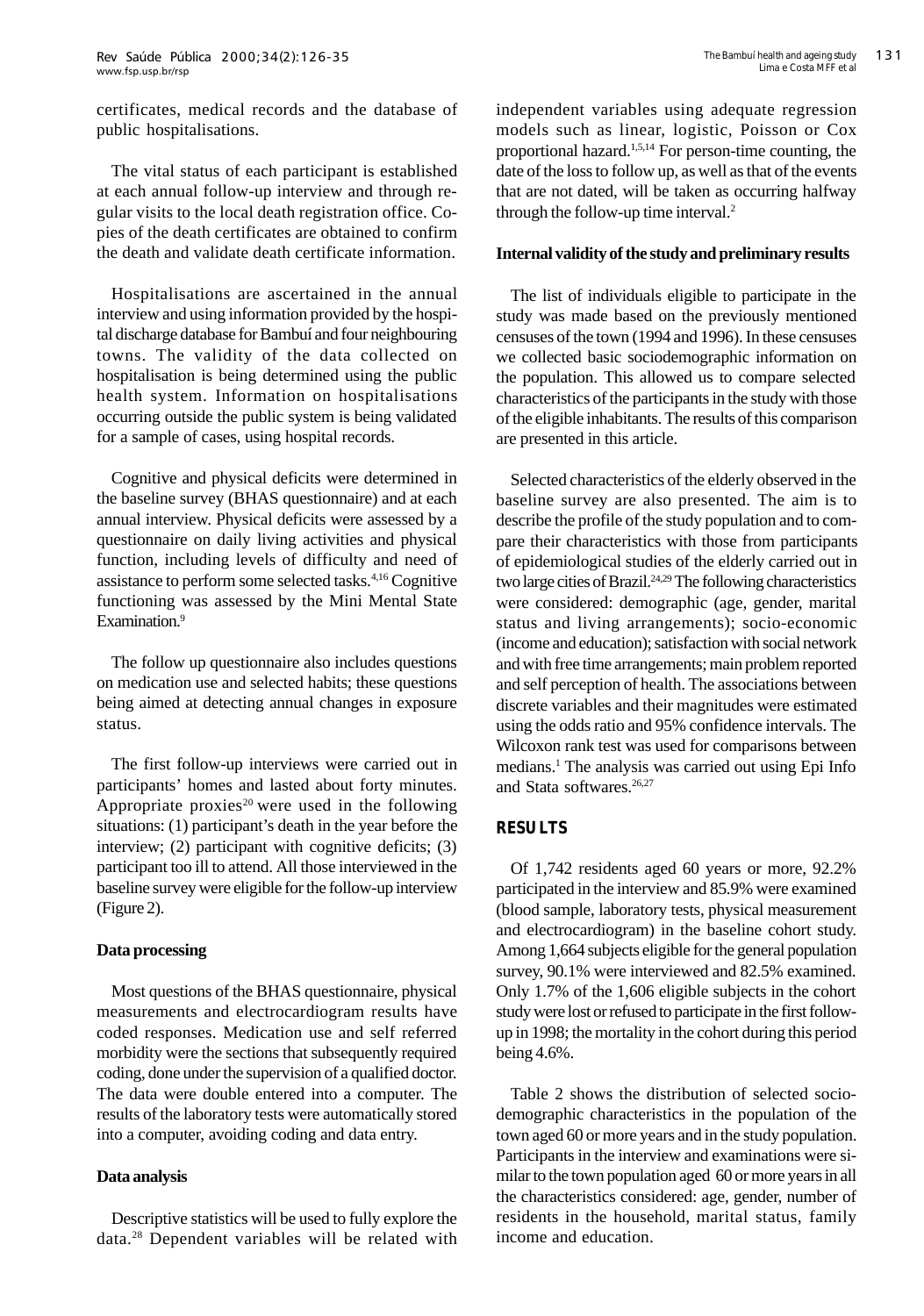certificates, medical records and the database of public hospitalisations.

The vital status of each participant is established at each annual follow-up interview and through regular visits to the local death registration office. Copies of the death certificates are obtained to confirm the death and validate death certificate information.

Hospitalisations are ascertained in the annual interview and using information provided by the hospital discharge database for Bambuí and four neighbouring towns. The validity of the data collected on hospitalisation is being determined using the public health system. Information on hospitalisations occurring outside the public system is being validated for a sample of cases, using hospital records.

Cognitive and physical deficits were determined in the baseline survey (BHAS questionnaire) and at each annual interview. Physical deficits were assessed by a questionnaire on daily living activities and physical function, including levels of difficulty and need of assistance to perform some selected tasks.[4,16] Cognitive functioning was assessed by the Mini Mental State Examination.[9]

The follow up questionnaire also includes questions on medication use and selected habits; these questions being aimed at detecting annual changes in exposure status.

The first follow-up interviews were carried out in participants' homes and lasted about forty minutes. Appropriate proxies[20] were used in the following situations: (1) participant's death in the year before the interview; (2) participant with cognitive deficits; (3) participant too ill to attend. All those interviewed in the baseline survey were eligible for the follow-up interview (Figure 2).

**Data processing**

Most questions of the BHAS questionnaire, physical measurements and electrocardiogram results have coded responses. Medication use and self referred morbidity were the sections that subsequently required coding, done under the supervision of a qualified doctor. The data were double entered into a computer. The results of the laboratory tests were automatically stored into a computer, avoiding coding and data entry.

**Data analysis**

Descriptive statistics will be used to fully explore the data.[28] Dependent variables will be related with independent variables using adequate regression models such as linear, logistic, Poisson or Cox proportional hazard.[1,5,14] For person-time counting, the date of the loss to follow up, as well as that of the events that are not dated, will be taken as occurring halfway through the follow-up time interval.[2]

**Internal validity of the study and preliminary results**

The list of individuals eligible to participate in the study was made based on the previously mentioned censuses of the town (1994 and 1996). In these censuses we collected basic sociodemographic information on the population. This allowed us to compare selected characteristics of the participants in the study with those of the eligible inhabitants. The results of this comparison are presented in this article.

Selected characteristics of the elderly observed in the baseline survey are also presented. The aim is to describe the profile of the study population and to compare their characteristics with those from participants of epidemiological studies of the elderly carried out in two large cities of Brazil.[24,29] The following characteristics were considered: demographic (age, gender, marital status and living arrangements); socio-economic (income and education); satisfaction with social network and with free time arrangements; main problem reported and self perception of health. The associations between discrete variables and their magnitudes were estimated using the odds ratio and 95% confidence intervals. The Wilcoxon rank test was used for comparisons between medians.[1] The analysis was carried out using Epi Info and Stata softwares.[26,27]

## RESULTS

Of 1,742 residents aged 60 years or more, 92.2% participated in the interview and 85.9% were examined (blood sample, laboratory tests, physical measurement and electrocardiogram) in the baseline cohort study. Among 1,664 subjects eligible for the general population survey, 90.1% were interviewed and 82.5% examined. Only 1.7% of the 1,606 eligible subjects in the cohort study were lost or refused to participate in the first follow-up in 1998; the mortality in the cohort during this period being 4.6%.

Table 2 shows the distribution of selected sociodemographic characteristics in the population of the town aged 60 or more years and in the study population. Participants in the interview and examinations were similar to the town population aged 60 or more years in all the characteristics considered: age, gender, number of residents in the household, marital status, family income and education.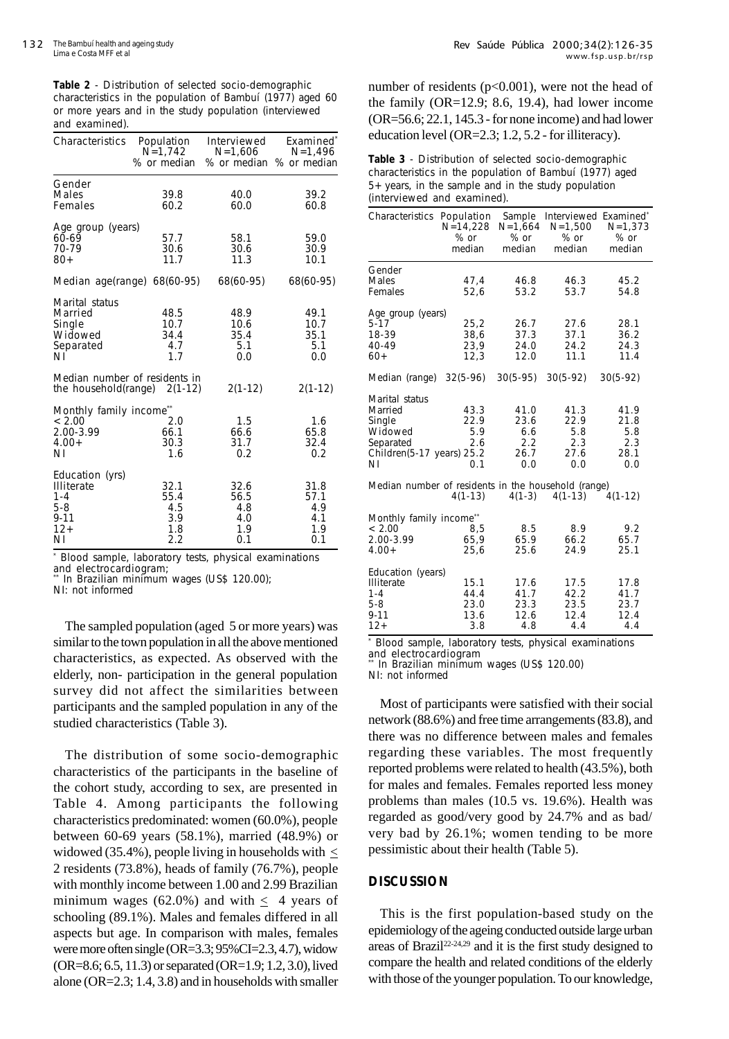**Table 2** - Distribution of selected socio-demographic characteristics in the population of Bambuí (1977) aged 60 or more years and in the study population (interviewed and examined).

| Characteristics | Population N=1,742 % or median | Interviewed N=1,606 % or median | Examined* N=1,496 % or median |
|---|---|---|---|
| Gender | | | |
| Males | 39.8 | 40.0 | 39.2 |
| Females | 60.2 | 60.0 | 60.8 |
| Age group (years) | | | |
| 60-69 | 57.7 | 58.1 | 59.0 |
| 70-79 | 30.6 | 30.6 | 30.9 |
| 80+ | 11.7 | 11.3 | 10.1 |
| Median age(range) | 68(60-95) | 68(60-95) | 68(60-95) |
| Marital status | | | |
| Married | 48.5 | 48.9 | 49.1 |
| Single | 10.7 | 10.6 | 10.7 |
| Widowed | 34.4 | 35.4 | 35.1 |
| Separated | 4.7 | 5.1 | 5.1 |
| NI | 1.7 | 0.0 | 0.0 |
| Median number of residents in the household(range) | 2(1-12) | 2(1-12) | 2(1-12) |
| Monthly family income** | | | |
| < 2.00 | 2.0 | 1.5 | 1.6 |
| 2.00-3.99 | 66.1 | 66.6 | 65.8 |
| 4.00+ | 30.3 | 31.7 | 32.4 |
| NI | 1.6 | 0.2 | 0.2 |
| Education (yrs) | | | |
| Illiterate | 32.1 | 32.6 | 31.8 |
| 1-4 | 55.4 | 56.5 | 57.1 |
| 5-8 | 4.5 | 4.8 | 4.9 |
| 9-11 | 3.9 | 4.0 | 4.1 |
| 12+ | 1.8 | 1.9 | 1.9 |
| NI | 2.2 | 0.1 | 0.1 |

\* Blood sample, laboratory tests, physical examinations and electrocardiogram;
\*\* In Brazilian minimum wages (US$ 120.00);
NI: not informed

The sampled population (aged 5 or more years) was similar to the town population in all the above mentioned characteristics, as expected. As observed with the elderly, non- participation in the general population survey did not affect the similarities between participants and the sampled population in any of the studied characteristics (Table 3).

The distribution of some socio-demographic characteristics of the participants in the baseline of the cohort study, according to sex, are presented in Table 4. Among participants the following characteristics predominated: women (60.0%), people between 60-69 years (58.1%), married (48.9%) or widowed (35.4%), people living in households with ≤ 2 residents (73.8%), heads of family (76.7%), people with monthly income between 1.00 and 2.99 Brazilian minimum wages (62.0%) and with ≤ 4 years of schooling (89.1%). Males and females differed in all aspects but age. In comparison with males, females were more often single (OR=3.3; 95%CI=2.3, 4.7), widow (OR=8.6; 6.5, 11.3) or separated (OR=1.9; 1.2, 3.0), lived alone (OR=2.3; 1.4, 3.8) and in households with smaller number of residents ($p<0.001$), were not the head of the family (OR=12.9; 8.6, 19.4), had lower income (OR=56.6; 22.1, 145.3 - for none income) and had lower education level (OR=2.3; 1.2, 5.2 - for illiteracy).

**Table 3** - Distribution of selected socio-demographic characteristics in the population of Bambuí (1977) aged 5+ years, in the sample and in the study population (interviewed and examined).

| Characteristics | Population N=14,228 % or median | Sample N=1,664 % or median | Interviewed N=1,500 % or median | Examined* N=1,373 % or median |
|---|---|---|---|---|
| Gender | | | | |
| Males | 47,4 | 46.8 | 46.3 | 45.2 |
| Females | 52,6 | 53.2 | 53.7 | 54.8 |
| Age group (years) | | | | |
| 5-17 | 25,2 | 26.7 | 27.6 | 28.1 |
| 18-39 | 38,6 | 37.3 | 37.1 | 36.2 |
| 40-49 | 23,9 | 24.0 | 24.2 | 24.3 |
| 60+ | 12,3 | 12.0 | 11.1 | 11.4 |
| Median (range) | 32(5-96) | 30(5-95) | 30(5-92) | 30(5-92) |
| Marital status | | | | |
| Married | 43.3 | 41.0 | 41.3 | 41.9 |
| Single | 22.9 | 23.6 | 22.9 | 21.8 |
| Widowed | 5.9 | 6.6 | 5.8 | 5.8 |
| Separated | 2.6 | 2.2 | 2.3 | 2.3 |
| Children(5-17 years) | 25.2 | 26.7 | 27.6 | 28.1 |
| NI | 0.1 | 0.0 | 0.0 | 0.0 |
| Median number of residents in the household (range) | 4(1-13) | 4(1-3) | 4(1-13) | 4(1-12) |
| Monthly family income** | | | | |
| < 2.00 | 8,5 | 8.5 | 8.9 | 9.2 |
| 2.00-3.99 | 65,9 | 65.9 | 66.2 | 65.7 |
| 4.00+ | 25,6 | 25.6 | 24.9 | 25.1 |
| Education (years) | | | | |
| Illiterate | 15.1 | 17.6 | 17.5 | 17.8 |
| 1-4 | 44.4 | 41.7 | 42.2 | 41.7 |
| 5-8 | 23.0 | 23.3 | 23.5 | 23.7 |
| 9-11 | 13.6 | 12.6 | 12.4 | 12.4 |
| 12+ | 3.8 | 4.8 | 4.4 | 4.4 |

\* Blood sample, laboratory tests, physical examinations and electrocardiogram
\*\* In Brazilian minimum wages (US$ 120.00)
NI: not informed

Most of participants were satisfied with their social network (88.6%) and free time arrangements (83.8), and there was no difference between males and females regarding these variables. The most frequently reported problems were related to health (43.5%), both for males and females. Females reported less money problems than males (10.5 vs. 19.6%). Health was regarded as good/very good by 24.7% and as bad/ very bad by 26.1%; women tending to be more pessimistic about their health (Table 5).

## DISCUSSION

This is the first population-based study on the epidemiology of the ageing conducted outside large urban areas of Brazil[22-24,29] and it is the first study designed to compare the health and related conditions of the elderly with those of the younger population. To our knowledge,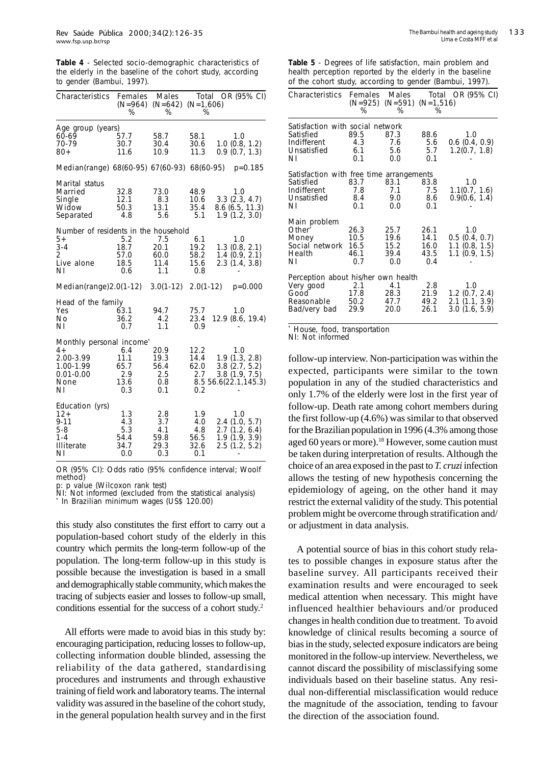**Table 4** - Selected socio-demographic characteristics of the elderly in the baseline of the cohort study, according to gender (Bambui, 1997).

| Characteristics | Females (N=964) % | Males (N=642) % | Total (N=1,606) % | OR (95% CI) |
|---|---|---|---|---|
| Age group (years) | | | | |
| 60-69 | 57.7 | 58.7 | 58.1 | 1.0 |
| 70-79 | 30.7 | 30.4 | 30.6 | 1.0 (0.8, 1.2) |
| 80+ | 11.6 | 10.9 | 11.3 | 0.9 (0.7, 1.3) |
| Median(range) | 68(60-95) | 67(60-93) | 68(60-95) | p=0.185 |
| Marital status | | | | |
| Married | 32.8 | 73.0 | 48.9 | 1.0 |
| Single | 12.1 | 8.3 | 10.6 | 3.3 (2.3, 4.7) |
| Widow | 50.3 | 13.1 | 35.4 | 8.6 (6.5, 11.3) |
| Separated | 4.8 | 5.6 | 5.1 | 1.9 (1.2, 3.0) |
| Number of residents in the household | | | | |
| 5+ | 5.2 | 7.5 | 6.1 | 1.0 |
| 3-4 | 18.7 | 20.1 | 19.2 | 1.3 (0.8, 2.1) |
| 2 | 57.0 | 60.0 | 58.2 | 1.4 (0.9, 2.1) |
| Live alone | 18.5 | 11.4 | 15.6 | 2.3 (1.4, 3.8) |
| NI | 0.6 | 1.1 | 0.8 | - |
| Median(range) | 2.0(1-12) | 3.0(1-12) | 2.0(1-12) | p=0.000 |
| Head of the family | | | | |
| Yes | 63.1 | 94.7 | 75.7 | 1.0 |
| No | 36.2 | 4.2 | 23.4 | 12.9 (8.6, 19.4) |
| NI | 0.7 | 1.1 | 0.9 | - |
| Monthly personal income* | | | | |
| 4+ | 6.4 | 20.9 | 12.2 | 1.0 |
| 2.00-3.99 | 11.1 | 19.3 | 14.4 | 1.9 (1.3, 2.8) |
| 1.00-1.99 | 65.7 | 56.4 | 62.0 | 3.8 (2.7, 5.2) |
| 0.01-0.00 | 2.9 | 2.5 | 2.7 | 3.8 (1.9, 7.5) |
| None | 13.6 | 0.8 | 8.5 | 56.6(22.1,145.3) |
| NI | 0.3 | 0.1 | 0.2 | - |
| Education (yrs) | | | | |
| 12+ | 1.3 | 2.8 | 1.9 | 1.0 |
| 9-11 | 4.3 | 3.7 | 4.0 | 2.4 (1.0, 5.7) |
| 5-8 | 5.3 | 4.1 | 4.8 | 2.7 (1.2, 6.4) |
| 1-4 | 54.4 | 59.8 | 56.5 | 1.9 (1.9, 3.9) |
| Illiterate | 34.7 | 29.3 | 32.6 | 2.5 (1.2, 5.2) |
| NI | 0.0 | 0.3 | 0.1 | - |

OR (95% CI): Odds ratio (95% confidence interval; Woolf method)
p: p value (Wilcoxon rank test)
NI: Not informed (excluded from the statistical analysis)
* In Brazilian minimum wages (US$ 120.00)

this study also constitutes the first effort to carry out a population-based cohort study of the elderly in this country which permits the long-term follow-up of the population. The long-term follow-up in this study is possible because the investigation is based in a small and demographically stable community, which makes the tracing of subjects easier and losses to follow-up small, conditions essential for the success of a cohort study.[2]

All efforts were made to avoid bias in this study by: encouraging participation, reducing losses to follow-up, collecting information double blinded, assessing the reliability of the data gathered, standardising procedures and instruments and through exhaustive training of field work and laboratory teams. The internal validity was assured in the baseline of the cohort study, in the general population health survey and in the first

**Table 5** - Degrees of life satisfaction, main problem and health perception reported by the elderly in the baseline of the cohort study, according to gender (Bambui, 1997).

| Characteristics | Females (N=925) % | Males (N=591) % | Total (N=1,516) % | OR (95% CI) |
|---|---|---|---|---|
| Satisfaction with social network | | | | |
| Satisfied | 89.5 | 87.3 | 88.6 | 1.0 |
| Indifferent | 4.3 | 7.6 | 5.6 | 0.6 (0.4, 0.9) |
| Unsatisfied | 6.1 | 5.6 | 5.7 | 1.2(0.7, 1.8) |
| NI | 0.1 | 0.0 | 0.1 | - |
| Satisfaction with free time arrangements | | | | |
| Satisfied | 83.7 | 83.1 | 83.8 | 1.0 |
| Indifferent | 7.8 | 7.1 | 7.5 | 1.1(0.7, 1.6) |
| Unsatisfied | 8.4 | 9.0 | 8.6 | 0.9(0.6, 1.4) |
| NI | 0.1 | 0.0 | 0.1 | - |
| Main problem | | | | |
| Other* | 26.3 | 25.7 | 26.1 | 1.0 |
| Money | 10.5 | 19.6 | 14.1 | 0.5 (0.4, 0.7) |
| Social network | 16.5 | 15.2 | 16.0 | 1.1 (0.8, 1.5) |
| Health | 46.1 | 39.4 | 43.5 | 1.1 (0.9, 1.5) |
| NI | 0.7 | 0.0 | 0.4 | - |
| Perception about his/her own health | | | | |
| Very good | 2.1 | 4.1 | 2.8 | 1.0 |
| Good | 17.8 | 28.3 | 21.9 | 1.2 (0.7, 2.4) |
| Reasonable | 50.2 | 47.7 | 49.2 | 2.1 (1.1, 3.9) |
| Bad/very bad | 29.9 | 20.0 | 26.1 | 3.0 (1.6, 5.9) |

* House, food, transportation
NI: Not informed

follow-up interview. Non-participation was within the expected, participants were similar to the town population in any of the studied characteristics and only 1.7% of the elderly were lost in the first year of follow-up. Death rate among cohort members during the first follow-up (4.6%) was similar to that observed for the Brazilian population in 1996 (4.3% among those aged 60 years or more).[18] However, some caution must be taken during interpretation of results. Although the choice of an area exposed in the past to *T. cruzi* infection allows the testing of new hypothesis concerning the epidemiology of ageing, on the other hand it may restrict the external validity of the study. This potential problem might be overcome through stratification and/ or adjustment in data analysis.

A potential source of bias in this cohort study relates to possible changes in exposure status after the baseline survey. All participants received their examination results and were encouraged to seek medical attention when necessary. This might have influenced healthier behaviours and/or produced changes in health condition due to treatment. To avoid knowledge of clinical results becoming a source of bias in the study, selected exposure indicators are being monitored in the follow-up interview. Nevertheless, we cannot discard the possibility of misclassifying some individuals based on their baseline status. Any residual non-differential misclassification would reduce the magnitude of the association, tending to favour the direction of the association found.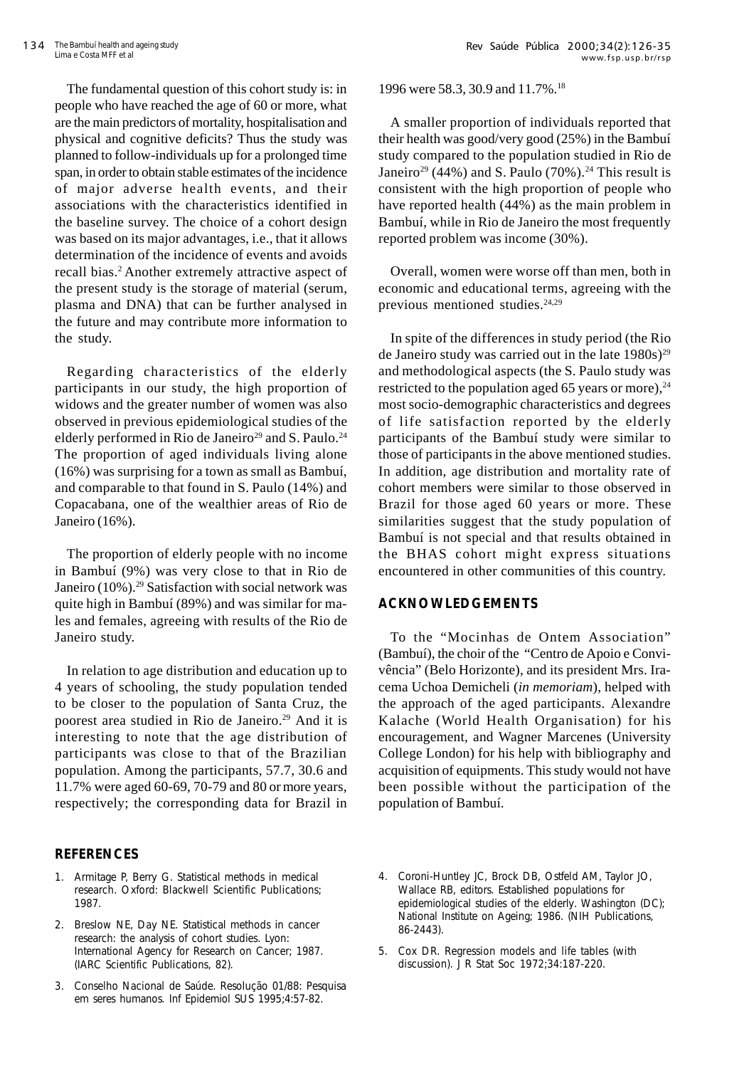The fundamental question of this cohort study is: in people who have reached the age of 60 or more, what are the main predictors of mortality, hospitalisation and physical and cognitive deficits? Thus the study was planned to follow-individuals up for a prolonged time span, in order to obtain stable estimates of the incidence of major adverse health events, and their associations with the characteristics identified in the baseline survey. The choice of a cohort design was based on its major advantages, i.e., that it allows determination of the incidence of events and avoids recall bias.[2] Another extremely attractive aspect of the present study is the storage of material (serum, plasma and DNA) that can be further analysed in the future and may contribute more information to the study.

Regarding characteristics of the elderly participants in our study, the high proportion of widows and the greater number of women was also observed in previous epidemiological studies of the elderly performed in Rio de Janeiro[29] and S. Paulo.[24] The proportion of aged individuals living alone (16%) was surprising for a town as small as Bambuí, and comparable to that found in S. Paulo (14%) and Copacabana, one of the wealthier areas of Rio de Janeiro (16%).

The proportion of elderly people with no income in Bambuí (9%) was very close to that in Rio de Janeiro (10%).[29] Satisfaction with social network was quite high in Bambuí (89%) and was similar for males and females, agreeing with results of the Rio de Janeiro study.

In relation to age distribution and education up to 4 years of schooling, the study population tended to be closer to the population of Santa Cruz, the poorest area studied in Rio de Janeiro.[29] And it is interesting to note that the age distribution of participants was close to that of the Brazilian population. Among the participants, 57.7, 30.6 and 11.7% were aged 60-69, 70-79 and 80 or more years, respectively; the corresponding data for Brazil in 1996 were 58.3, 30.9 and 11.7%.[18]

A smaller proportion of individuals reported that their health was good/very good (25%) in the Bambuí study compared to the population studied in Rio de Janeiro[29] (44%) and S. Paulo (70%).[24] This result is consistent with the high proportion of people who have reported health (44%) as the main problem in Bambuí, while in Rio de Janeiro the most frequently reported problem was income (30%).

Overall, women were worse off than men, both in economic and educational terms, agreeing with the previous mentioned studies.[24,29]

In spite of the differences in study period (the Rio de Janeiro study was carried out in the late 1980s)[29] and methodological aspects (the S. Paulo study was restricted to the population aged 65 years or more),[24] most socio-demographic characteristics and degrees of life satisfaction reported by the elderly participants of the Bambuí study were similar to those of participants in the above mentioned studies. In addition, age distribution and mortality rate of cohort members were similar to those observed in Brazil for those aged 60 years or more. These similarities suggest that the study population of Bambuí is not special and that results obtained in the BHAS cohort might express situations encountered in other communities of this country.

## ACKNOWLEDGEMENTS

To the "Mocinhas de Ontem Association" (Bambuí), the choir of the "Centro de Apoio e Convivência" (Belo Horizonte), and its president Mrs. Iracema Uchoa Demicheli (*in memoriam*), helped with the approach of the aged participants. Alexandre Kalache (World Health Organisation) for his encouragement, and Wagner Marcenes (University College London) for his help with bibliography and acquisition of equipments. This study would not have been possible without the participation of the population of Bambuí.

## REFERENCES

1. Armitage P, Berry G. Statistical methods in medical research. Oxford: Blackwell Scientific Publications; 1987.
2. Breslow NE, Day NE. Statistical methods in cancer research: the analysis of cohort studies. Lyon: International Agency for Research on Cancer; 1987. (IARC Scientific Publications, 82).
3. Conselho Nacional de Saúde. Resolução 01/88: Pesquisa em seres humanos. Inf Epidemiol SUS 1995;4:57-82.
4. Coroni-Huntley JC, Brock DB, Ostfeld AM, Taylor JO, Wallace RB, editors. Established populations for epidemiological studies of the elderly. Washington (DC); National Institute on Ageing; 1986. (NIH Publications, 86-2443).
5. Cox DR. Regression models and life tables (with discussion). J R Stat Soc 1972;34:187-220.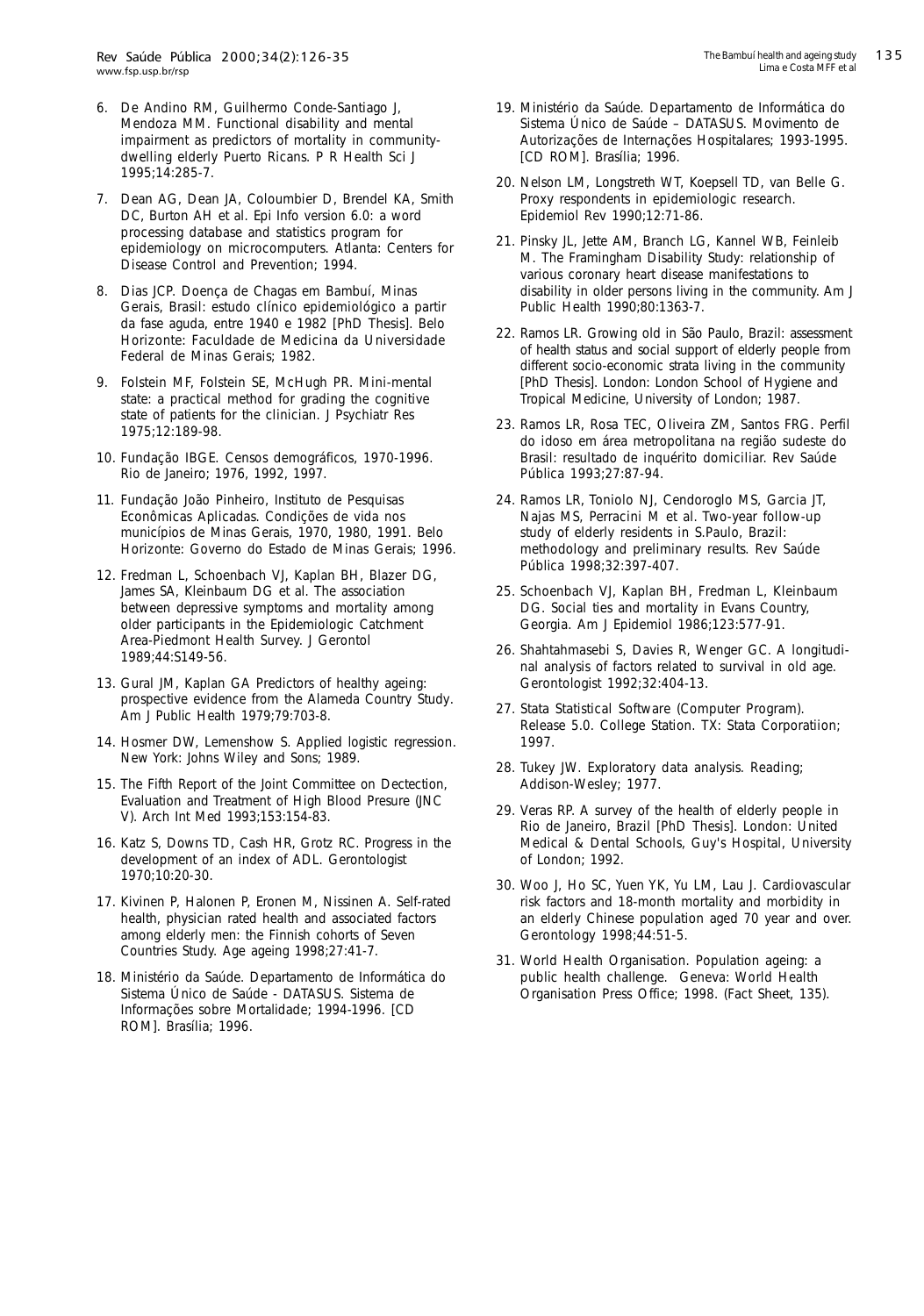6. De Andino RM, Guilhermo Conde-Santiago J, Mendoza MM. Functional disability and mental impairment as predictors of mortality in community-dwelling elderly Puerto Ricans. P R Health Sci J 1995;14:285-7.

7. Dean AG, Dean JA, Coloumbier D, Brendel KA, Smith DC, Burton AH et al. Epi Info version 6.0: a word processing database and statistics program for epidemiology on microcomputers. Atlanta: Centers for Disease Control and Prevention; 1994.

8. Dias JCP. Doença de Chagas em Bambuí, Minas Gerais, Brasil: estudo clínico epidemiológico a partir da fase aguda, entre 1940 e 1982 [PhD Thesis]. Belo Horizonte: Faculdade de Medicina da Universidade Federal de Minas Gerais; 1982.

9. Folstein MF, Folstein SE, McHugh PR. Mini-mental state: a practical method for grading the cognitive state of patients for the clinician. J Psychiatr Res 1975;12:189-98.

10. Fundação IBGE. Censos demográficos, 1970-1996. Rio de Janeiro; 1976, 1992, 1997.

11. Fundação João Pinheiro, Instituto de Pesquisas Econômicas Aplicadas. Condições de vida nos municípios de Minas Gerais, 1970, 1980, 1991. Belo Horizonte: Governo do Estado de Minas Gerais; 1996.

12. Fredman L, Schoenbach VJ, Kaplan BH, Blazer DG, James SA, Kleinbaum DG et al. The association between depressive symptoms and mortality among older participants in the Epidemiologic Catchment Area-Piedmont Health Survey. J Gerontol 1989;44:S149-56.

13. Gural JM, Kaplan GA Predictors of healthy ageing: prospective evidence from the Alameda Country Study. Am J Public Health 1979;79:703-8.

14. Hosmer DW, Lemenshow S. Applied logistic regression. New York: Johns Wiley and Sons; 1989.

15. The Fifth Report of the Joint Committee on Dectection, Evaluation and Treatment of High Blood Presure (JNC V). Arch Int Med 1993;153:154-83.

16. Katz S, Downs TD, Cash HR, Grotz RC. Progress in the development of an index of ADL. Gerontologist 1970;10:20-30.

17. Kivinen P, Halonen P, Eronen M, Nissinen A. Self-rated health, physician rated health and associated factors among elderly men: the Finnish cohorts of Seven Countries Study. Age ageing 1998;27:41-7.

18. Ministério da Saúde. Departamento de Informática do Sistema Único de Saúde - DATASUS. Sistema de Informações sobre Mortalidade; 1994-1996. [CD ROM]. Brasília; 1996.

19. Ministério da Saúde. Departamento de Informática do Sistema Único de Saúde – DATASUS. Movimento de Autorizações de Internações Hospitalares; 1993-1995. [CD ROM]. Brasília; 1996.

20. Nelson LM, Longstreth WT, Koepsell TD, van Belle G. Proxy respondents in epidemiologic research. Epidemiol Rev 1990;12:71-86.

21. Pinsky JL, Jette AM, Branch LG, Kannel WB, Feinleib M. The Framingham Disability Study: relationship of various coronary heart disease manifestations to disability in older persons living in the community. Am J Public Health 1990;80:1363-7.

22. Ramos LR. Growing old in São Paulo, Brazil: assessment of health status and social support of elderly people from different socio-economic strata living in the community [PhD Thesis]. London: London School of Hygiene and Tropical Medicine, University of London; 1987.

23. Ramos LR, Rosa TEC, Oliveira ZM, Santos FRG. Perfil do idoso em área metropolitana na região sudeste do Brasil: resultado de inquérito domiciliar. Rev Saúde Pública 1993;27:87-94.

24. Ramos LR, Toniolo NJ, Cendoroglo MS, Garcia JT, Najas MS, Perracini M et al. Two-year follow-up study of elderly residents in S.Paulo, Brazil: methodology and preliminary results. Rev Saúde Pública 1998;32:397-407.

25. Schoenbach VJ, Kaplan BH, Fredman L, Kleinbaum DG. Social ties and mortality in Evans Country, Georgia. Am J Epidemiol 1986;123:577-91.

26. Shahtahmasebi S, Davies R, Wenger GC. A longitudinal analysis of factors related to survival in old age. Gerontologist 1992;32:404-13.

27. Stata Statistical Software (Computer Program). Release 5.0. College Station. TX: Stata Corporatiion; 1997.

28. Tukey JW. Exploratory data analysis. Reading; Addison-Wesley; 1977.

29. Veras RP. A survey of the health of elderly people in Rio de Janeiro, Brazil [PhD Thesis]. London: United Medical & Dental Schools, Guy's Hospital, University of London; 1992.

30. Woo J, Ho SC, Yuen YK, Yu LM, Lau J. Cardiovascular risk factors and 18-month mortality and morbidity in an elderly Chinese population aged 70 year and over. Gerontology 1998;44:51-5.

31. World Health Organisation. Population ageing: a public health challenge. Geneva: World Health Organisation Press Office; 1998. (Fact Sheet, 135).